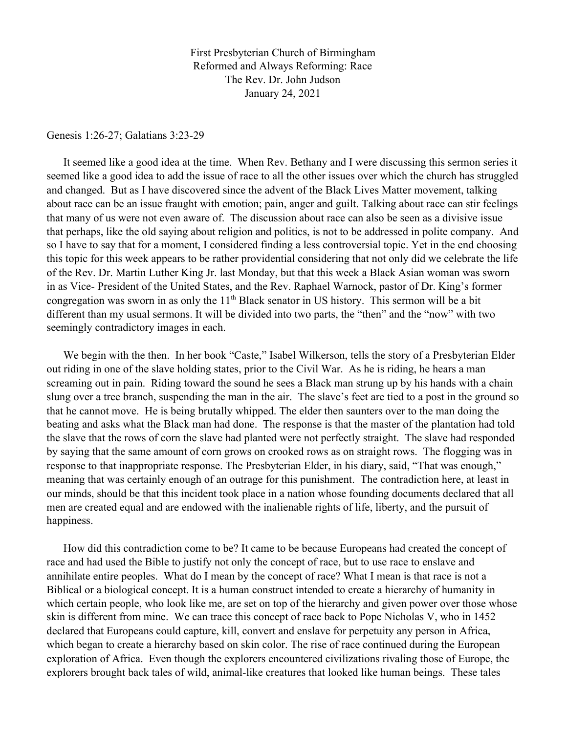First Presbyterian Church of Birmingham
Reformed and Always Reforming: Race
The Rev. Dr. John Judson
January 24, 2021

Genesis 1:26-27; Galatians 3:23-29

It seemed like a good idea at the time. When Rev. Bethany and I were discussing this sermon series it seemed like a good idea to add the issue of race to all the other issues over which the church has struggled and changed. But as I have discovered since the advent of the Black Lives Matter movement, talking about race can be an issue fraught with emotion; pain, anger and guilt. Talking about race can stir feelings that many of us were not even aware of. The discussion about race can also be seen as a divisive issue that perhaps, like the old saying about religion and politics, is not to be addressed in polite company. And so I have to say that for a moment, I considered finding a less controversial topic. Yet in the end choosing this topic for this week appears to be rather providential considering that not only did we celebrate the life of the Rev. Dr. Martin Luther King Jr. last Monday, but that this week a Black Asian woman was sworn in as Vice- President of the United States, and the Rev. Raphael Warnock, pastor of Dr. King's former congregation was sworn in as only the 11th Black senator in US history. This sermon will be a bit different than my usual sermons. It will be divided into two parts, the "then" and the "now" with two seemingly contradictory images in each.

We begin with the then. In her book "Caste," Isabel Wilkerson, tells the story of a Presbyterian Elder out riding in one of the slave holding states, prior to the Civil War. As he is riding, he hears a man screaming out in pain. Riding toward the sound he sees a Black man strung up by his hands with a chain slung over a tree branch, suspending the man in the air. The slave's feet are tied to a post in the ground so that he cannot move. He is being brutally whipped. The elder then saunters over to the man doing the beating and asks what the Black man had done. The response is that the master of the plantation had told the slave that the rows of corn the slave had planted were not perfectly straight. The slave had responded by saying that the same amount of corn grows on crooked rows as on straight rows. The flogging was in response to that inappropriate response. The Presbyterian Elder, in his diary, said, "That was enough," meaning that was certainly enough of an outrage for this punishment. The contradiction here, at least in our minds, should be that this incident took place in a nation whose founding documents declared that all men are created equal and are endowed with the inalienable rights of life, liberty, and the pursuit of happiness.

How did this contradiction come to be? It came to be because Europeans had created the concept of race and had used the Bible to justify not only the concept of race, but to use race to enslave and annihilate entire peoples. What do I mean by the concept of race? What I mean is that race is not a Biblical or a biological concept. It is a human construct intended to create a hierarchy of humanity in which certain people, who look like me, are set on top of the hierarchy and given power over those whose skin is different from mine. We can trace this concept of race back to Pope Nicholas V, who in 1452 declared that Europeans could capture, kill, convert and enslave for perpetuity any person in Africa, which began to create a hierarchy based on skin color. The rise of race continued during the European exploration of Africa. Even though the explorers encountered civilizations rivaling those of Europe, the explorers brought back tales of wild, animal-like creatures that looked like human beings. These tales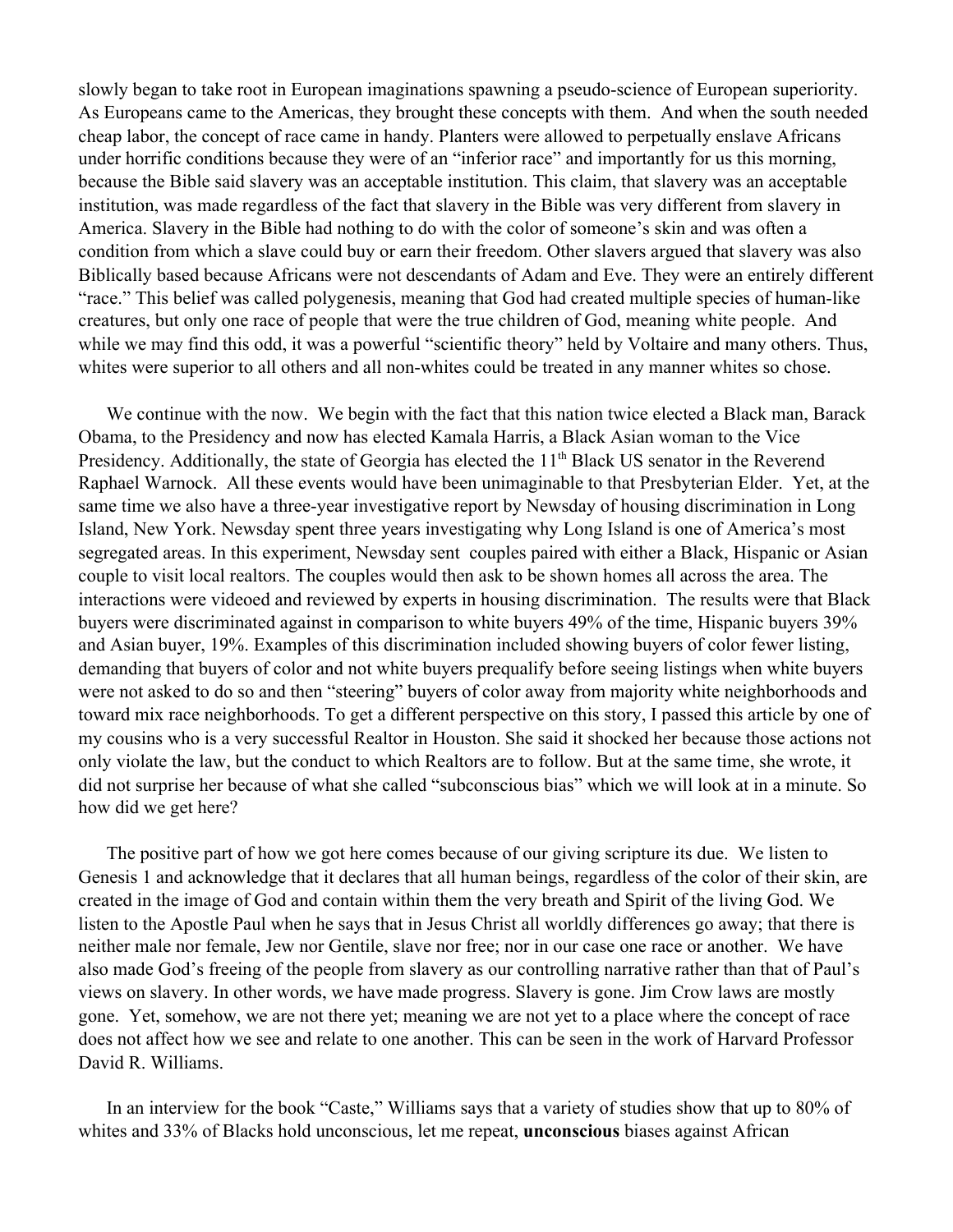slowly began to take root in European imaginations spawning a pseudo-science of European superiority. As Europeans came to the Americas, they brought these concepts with them. And when the south needed cheap labor, the concept of race came in handy. Planters were allowed to perpetually enslave Africans under horrific conditions because they were of an "inferior race" and importantly for us this morning, because the Bible said slavery was an acceptable institution. This claim, that slavery was an acceptable institution, was made regardless of the fact that slavery in the Bible was very different from slavery in America. Slavery in the Bible had nothing to do with the color of someone's skin and was often a condition from which a slave could buy or earn their freedom. Other slavers argued that slavery was also Biblically based because Africans were not descendants of Adam and Eve. They were an entirely different "race." This belief was called polygenesis, meaning that God had created multiple species of human-like creatures, but only one race of people that were the true children of God, meaning white people. And while we may find this odd, it was a powerful "scientific theory" held by Voltaire and many others. Thus, whites were superior to all others and all non-whites could be treated in any manner whites so chose.

We continue with the now. We begin with the fact that this nation twice elected a Black man, Barack Obama, to the Presidency and now has elected Kamala Harris, a Black Asian woman to the Vice Presidency. Additionally, the state of Georgia has elected the 11th Black US senator in the Reverend Raphael Warnock. All these events would have been unimaginable to that Presbyterian Elder. Yet, at the same time we also have a three-year investigative report by Newsday of housing discrimination in Long Island, New York. Newsday spent three years investigating why Long Island is one of America's most segregated areas. In this experiment, Newsday sent couples paired with either a Black, Hispanic or Asian couple to visit local realtors. The couples would then ask to be shown homes all across the area. The interactions were videoed and reviewed by experts in housing discrimination. The results were that Black buyers were discriminated against in comparison to white buyers 49% of the time, Hispanic buyers 39% and Asian buyer, 19%. Examples of this discrimination included showing buyers of color fewer listing, demanding that buyers of color and not white buyers prequalify before seeing listings when white buyers were not asked to do so and then "steering" buyers of color away from majority white neighborhoods and toward mix race neighborhoods. To get a different perspective on this story, I passed this article by one of my cousins who is a very successful Realtor in Houston. She said it shocked her because those actions not only violate the law, but the conduct to which Realtors are to follow. But at the same time, she wrote, it did not surprise her because of what she called "subconscious bias" which we will look at in a minute. So how did we get here?

The positive part of how we got here comes because of our giving scripture its due. We listen to Genesis 1 and acknowledge that it declares that all human beings, regardless of the color of their skin, are created in the image of God and contain within them the very breath and Spirit of the living God. We listen to the Apostle Paul when he says that in Jesus Christ all worldly differences go away; that there is neither male nor female, Jew nor Gentile, slave nor free; nor in our case one race or another. We have also made God's freeing of the people from slavery as our controlling narrative rather than that of Paul's views on slavery. In other words, we have made progress. Slavery is gone. Jim Crow laws are mostly gone. Yet, somehow, we are not there yet; meaning we are not yet to a place where the concept of race does not affect how we see and relate to one another. This can be seen in the work of Harvard Professor David R. Williams.

In an interview for the book "Caste," Williams says that a variety of studies show that up to 80% of whites and 33% of Blacks hold unconscious, let me repeat, **unconscious** biases against African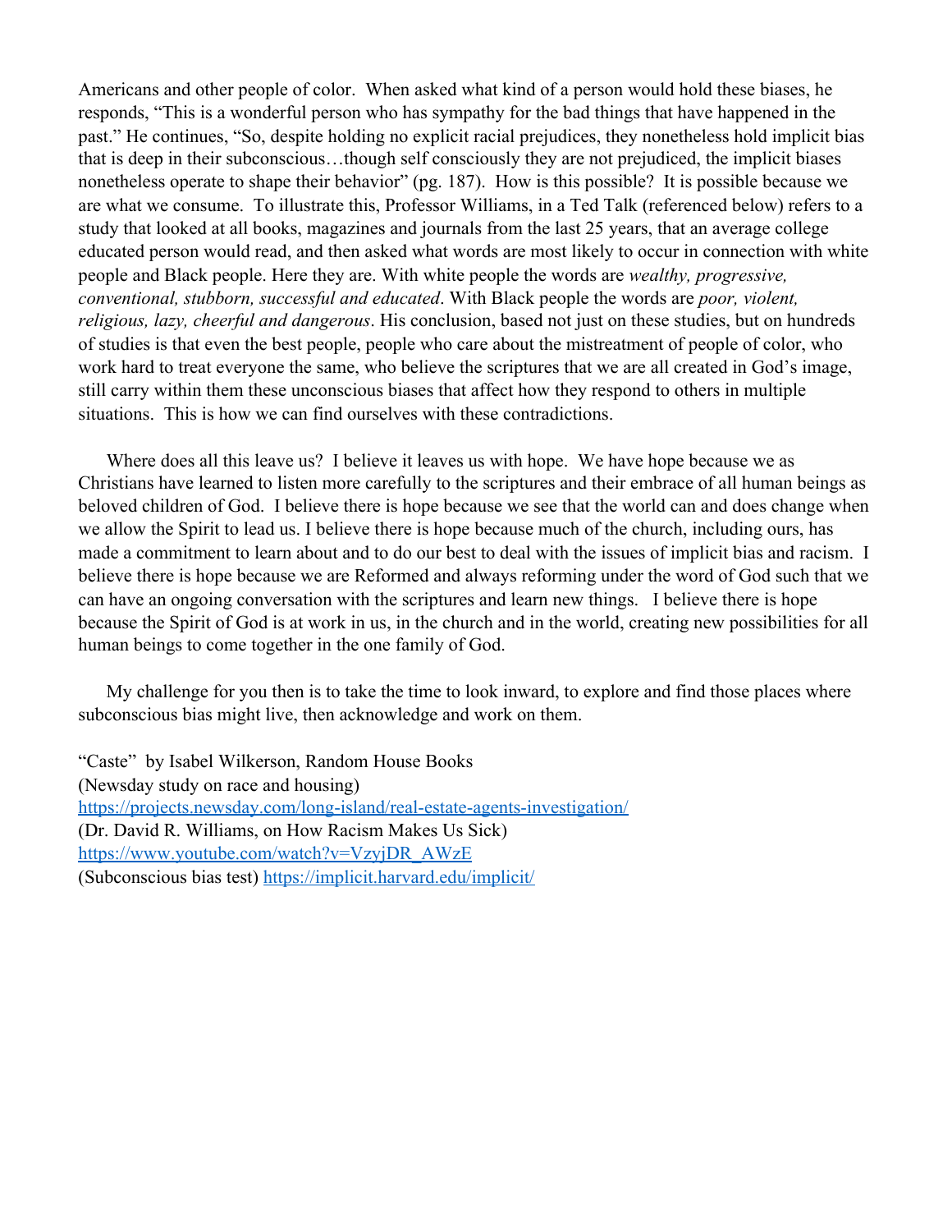Americans and other people of color. When asked what kind of a person would hold these biases, he responds, "This is a wonderful person who has sympathy for the bad things that have happened in the past." He continues, "So, despite holding no explicit racial prejudices, they nonetheless hold implicit bias that is deep in their subconscious…though self consciously they are not prejudiced, the implicit biases nonetheless operate to shape their behavior" (pg. 187). How is this possible? It is possible because we are what we consume. To illustrate this, Professor Williams, in a Ted Talk (referenced below) refers to a study that looked at all books, magazines and journals from the last 25 years, that an average college educated person would read, and then asked what words are most likely to occur in connection with white people and Black people. Here they are. With white people the words are *wealthy, progressive, conventional, stubborn, successful and educated*. With Black people the words are *poor, violent, religious, lazy, cheerful and dangerous*. His conclusion, based not just on these studies, but on hundreds of studies is that even the best people, people who care about the mistreatment of people of color, who work hard to treat everyone the same, who believe the scriptures that we are all created in God's image, still carry within them these unconscious biases that affect how they respond to others in multiple situations. This is how we can find ourselves with these contradictions.

Where does all this leave us? I believe it leaves us with hope. We have hope because we as Christians have learned to listen more carefully to the scriptures and their embrace of all human beings as beloved children of God. I believe there is hope because we see that the world can and does change when we allow the Spirit to lead us. I believe there is hope because much of the church, including ours, has made a commitment to learn about and to do our best to deal with the issues of implicit bias and racism. I believe there is hope because we are Reformed and always reforming under the word of God such that we can have an ongoing conversation with the scriptures and learn new things. I believe there is hope because the Spirit of God is at work in us, in the church and in the world, creating new possibilities for all human beings to come together in the one family of God.

My challenge for you then is to take the time to look inward, to explore and find those places where subconscious bias might live, then acknowledge and work on them.

"Caste" by Isabel Wilkerson, Random House Books
(Newsday study on race and housing)
https://projects.newsday.com/long-island/real-estate-agents-investigation/
(Dr. David R. Williams, on How Racism Makes Us Sick)
https://www.youtube.com/watch?v=VzyjDR_AWzE
(Subconscious bias test) https://implicit.harvard.edu/implicit/